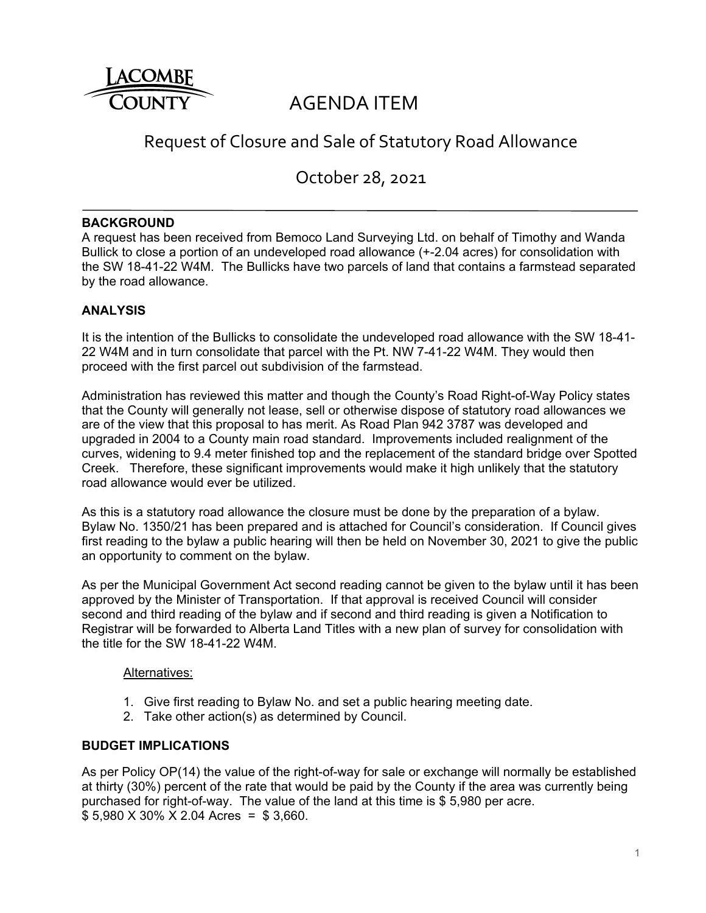# AGENDA ITEM

## Request of Closure and Sale of Statutory Road Allowance

## October 28, 2021

**BACKGROUND**

A request has been received from Bemoco Land Surveying Ltd. on behalf of Timothy and Wanda Bullick to close a portion of an undeveloped road allowance (+-2.04 acres) for consolidation with the SW 18-41-22 W4M. The Bullicks have two parcels of land that contains a farmstead separated by the road allowance.

**ANALYSIS**

It is the intention of the Bullicks to consolidate the undeveloped road allowance with the SW 18-41-22 W4M and in turn consolidate that parcel with the Pt. NW 7-41-22 W4M. They would then proceed with the first parcel out subdivision of the farmstead.

Administration has reviewed this matter and though the County's Road Right-of-Way Policy states that the County will generally not lease, sell or otherwise dispose of statutory road allowances we are of the view that this proposal to has merit. As Road Plan 942 3787 was developed and upgraded in 2004 to a County main road standard. Improvements included realignment of the curves, widening to 9.4 meter finished top and the replacement of the standard bridge over Spotted Creek. Therefore, these significant improvements would make it high unlikely that the statutory road allowance would ever be utilized.

As this is a statutory road allowance the closure must be done by the preparation of a bylaw. Bylaw No. 1350/21 has been prepared and is attached for Council's consideration. If Council gives first reading to the bylaw a public hearing will then be held on November 30, 2021 to give the public an opportunity to comment on the bylaw.

As per the Municipal Government Act second reading cannot be given to the bylaw until it has been approved by the Minister of Transportation. If that approval is received Council will consider second and third reading of the bylaw and if second and third reading is given a Notification to Registrar will be forwarded to Alberta Land Titles with a new plan of survey for consolidation with the title for the SW 18-41-22 W4M.

Alternatives:

1. Give first reading to Bylaw No. and set a public hearing meeting date.
2. Take other action(s) as determined by Council.

**BUDGET IMPLICATIONS**

As per Policy OP(14) the value of the right-of-way for sale or exchange will normally be established at thirty (30%) percent of the rate that would be paid by the County if the area was currently being purchased for right-of-way. The value of the land at this time is $ 5,980 per acre.
$ 5,980 X 30% X 2.04 Acres = $ 3,660.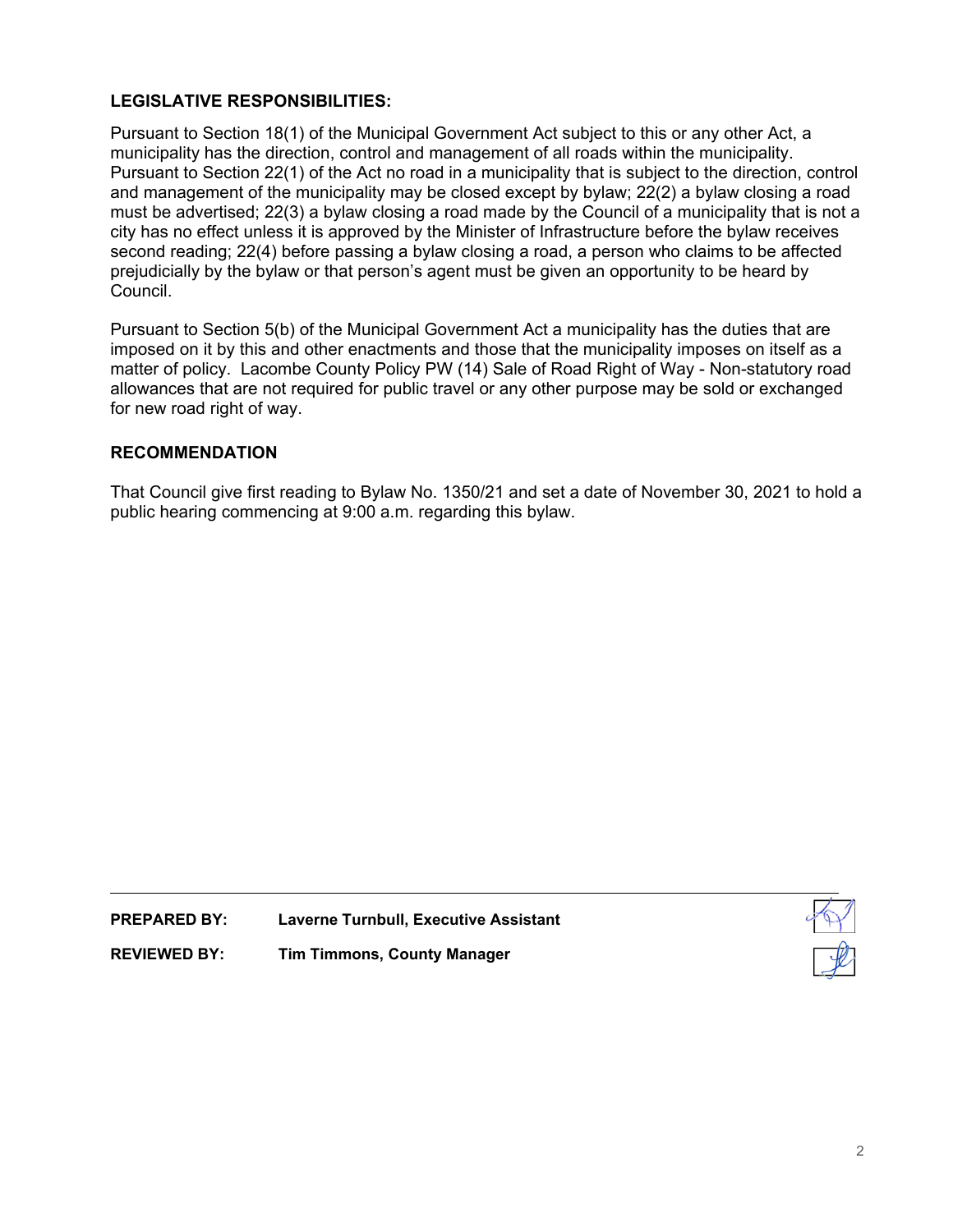### LEGISLATIVE RESPONSIBILITIES:

Pursuant to Section 18(1) of the Municipal Government Act subject to this or any other Act, a municipality has the direction, control and management of all roads within the municipality. Pursuant to Section 22(1) of the Act no road in a municipality that is subject to the direction, control and management of the municipality may be closed except by bylaw; 22(2) a bylaw closing a road must be advertised; 22(3) a bylaw closing a road made by the Council of a municipality that is not a city has no effect unless it is approved by the Minister of Infrastructure before the bylaw receives second reading; 22(4) before passing a bylaw closing a road, a person who claims to be affected prejudicially by the bylaw or that person's agent must be given an opportunity to be heard by Council.

Pursuant to Section 5(b) of the Municipal Government Act a municipality has the duties that are imposed on it by this and other enactments and those that the municipality imposes on itself as a matter of policy. Lacombe County Policy PW (14) Sale of Road Right of Way - Non-statutory road allowances that are not required for public travel or any other purpose may be sold or exchanged for new road right of way.

### RECOMMENDATION

That Council give first reading to Bylaw No. 1350/21 and set a date of November 30, 2021 to hold a public hearing commencing at 9:00 a.m. regarding this bylaw.

---

**PREPARED BY:** **Laverne Turnbull, Executive Assistant**

**REVIEWED BY:** **Tim Timmons, County Manager**